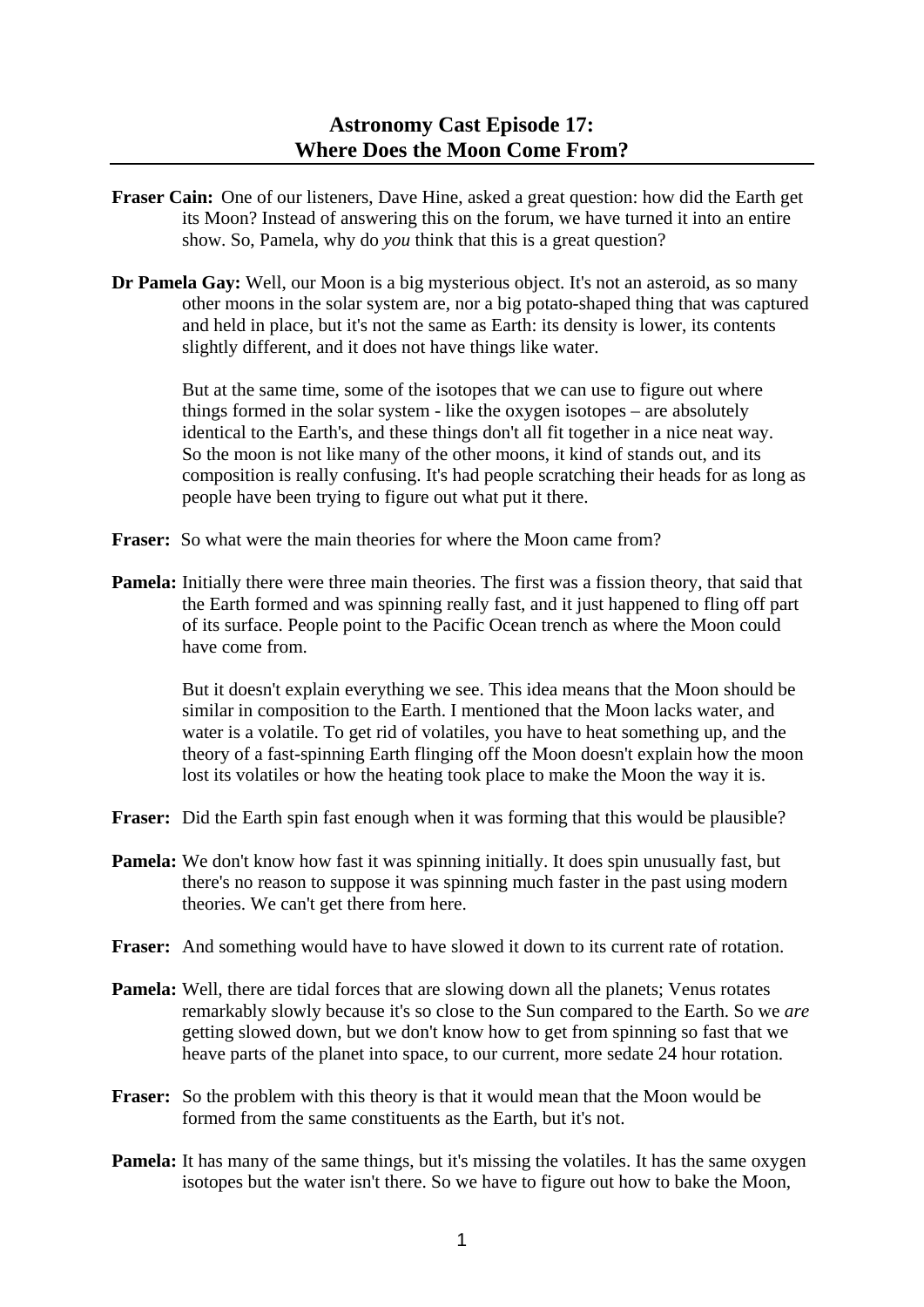# Astronomy Cast Episode 17: Where Does the Moon Come From?

**Fraser Cain:** One of our listeners, Dave Hine, asked a great question: how did the Earth get its Moon? Instead of answering this on the forum, we have turned it into an entire show. So, Pamela, why do *you* think that this is a great question?

**Dr Pamela Gay:** Well, our Moon is a big mysterious object. It's not an asteroid, as so many other moons in the solar system are, nor a big potato-shaped thing that was captured and held in place, but it's not the same as Earth: its density is lower, its contents slightly different, and it does not have things like water.

But at the same time, some of the isotopes that we can use to figure out where things formed in the solar system - like the oxygen isotopes – are absolutely identical to the Earth's, and these things don't all fit together in a nice neat way. So the moon is not like many of the other moons, it kind of stands out, and its composition is really confusing. It's had people scratching their heads for as long as people have been trying to figure out what put it there.

**Fraser:** So what were the main theories for where the Moon came from?

**Pamela:** Initially there were three main theories. The first was a fission theory, that said that the Earth formed and was spinning really fast, and it just happened to fling off part of its surface. People point to the Pacific Ocean trench as where the Moon could have come from.

But it doesn't explain everything we see. This idea means that the Moon should be similar in composition to the Earth. I mentioned that the Moon lacks water, and water is a volatile. To get rid of volatiles, you have to heat something up, and the theory of a fast-spinning Earth flinging off the Moon doesn't explain how the moon lost its volatiles or how the heating took place to make the Moon the way it is.

**Fraser:** Did the Earth spin fast enough when it was forming that this would be plausible?

**Pamela:** We don't know how fast it was spinning initially. It does spin unusually fast, but there's no reason to suppose it was spinning much faster in the past using modern theories. We can't get there from here.

**Fraser:** And something would have to have slowed it down to its current rate of rotation.

**Pamela:** Well, there are tidal forces that are slowing down all the planets; Venus rotates remarkably slowly because it's so close to the Sun compared to the Earth. So we *are* getting slowed down, but we don't know how to get from spinning so fast that we heave parts of the planet into space, to our current, more sedate 24 hour rotation.

**Fraser:** So the problem with this theory is that it would mean that the Moon would be formed from the same constituents as the Earth, but it's not.

**Pamela:** It has many of the same things, but it's missing the volatiles. It has the same oxygen isotopes but the water isn't there. So we have to figure out how to bake the Moon,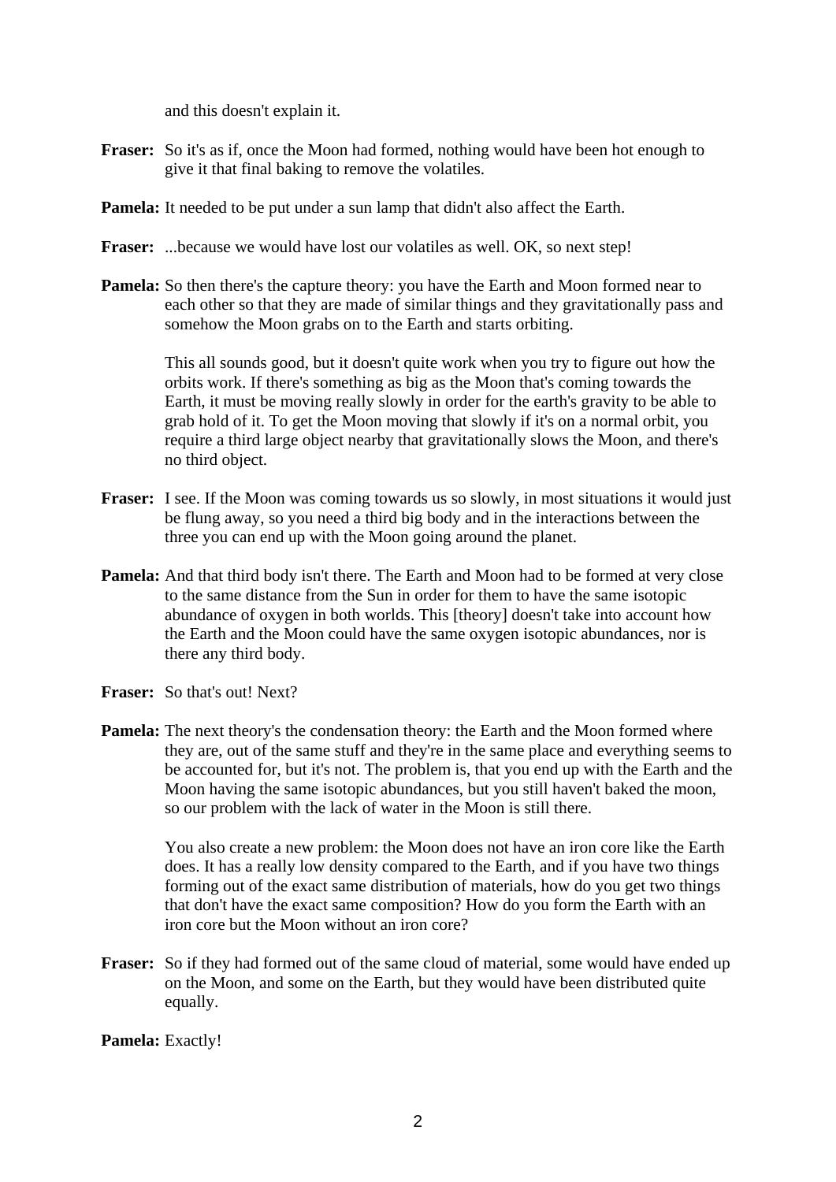and this doesn't explain it.

**Fraser:** So it's as if, once the Moon had formed, nothing would have been hot enough to give it that final baking to remove the volatiles.

**Pamela:** It needed to be put under a sun lamp that didn't also affect the Earth.

**Fraser:** ...because we would have lost our volatiles as well. OK, so next step!

**Pamela:** So then there's the capture theory: you have the Earth and Moon formed near to each other so that they are made of similar things and they gravitationally pass and somehow the Moon grabs on to the Earth and starts orbiting.

This all sounds good, but it doesn't quite work when you try to figure out how the orbits work. If there's something as big as the Moon that's coming towards the Earth, it must be moving really slowly in order for the earth's gravity to be able to grab hold of it. To get the Moon moving that slowly if it's on a normal orbit, you require a third large object nearby that gravitationally slows the Moon, and there's no third object.

**Fraser:** I see. If the Moon was coming towards us so slowly, in most situations it would just be flung away, so you need a third big body and in the interactions between the three you can end up with the Moon going around the planet.

**Pamela:** And that third body isn't there. The Earth and Moon had to be formed at very close to the same distance from the Sun in order for them to have the same isotopic abundance of oxygen in both worlds. This [theory] doesn't take into account how the Earth and the Moon could have the same oxygen isotopic abundances, nor is there any third body.

**Fraser:** So that's out! Next?

**Pamela:** The next theory's the condensation theory: the Earth and the Moon formed where they are, out of the same stuff and they're in the same place and everything seems to be accounted for, but it's not. The problem is, that you end up with the Earth and the Moon having the same isotopic abundances, but you still haven't baked the moon, so our problem with the lack of water in the Moon is still there.

You also create a new problem: the Moon does not have an iron core like the Earth does. It has a really low density compared to the Earth, and if you have two things forming out of the exact same distribution of materials, how do you get two things that don't have the exact same composition? How do you form the Earth with an iron core but the Moon without an iron core?

**Fraser:** So if they had formed out of the same cloud of material, some would have ended up on the Moon, and some on the Earth, but they would have been distributed quite equally.

**Pamela:** Exactly!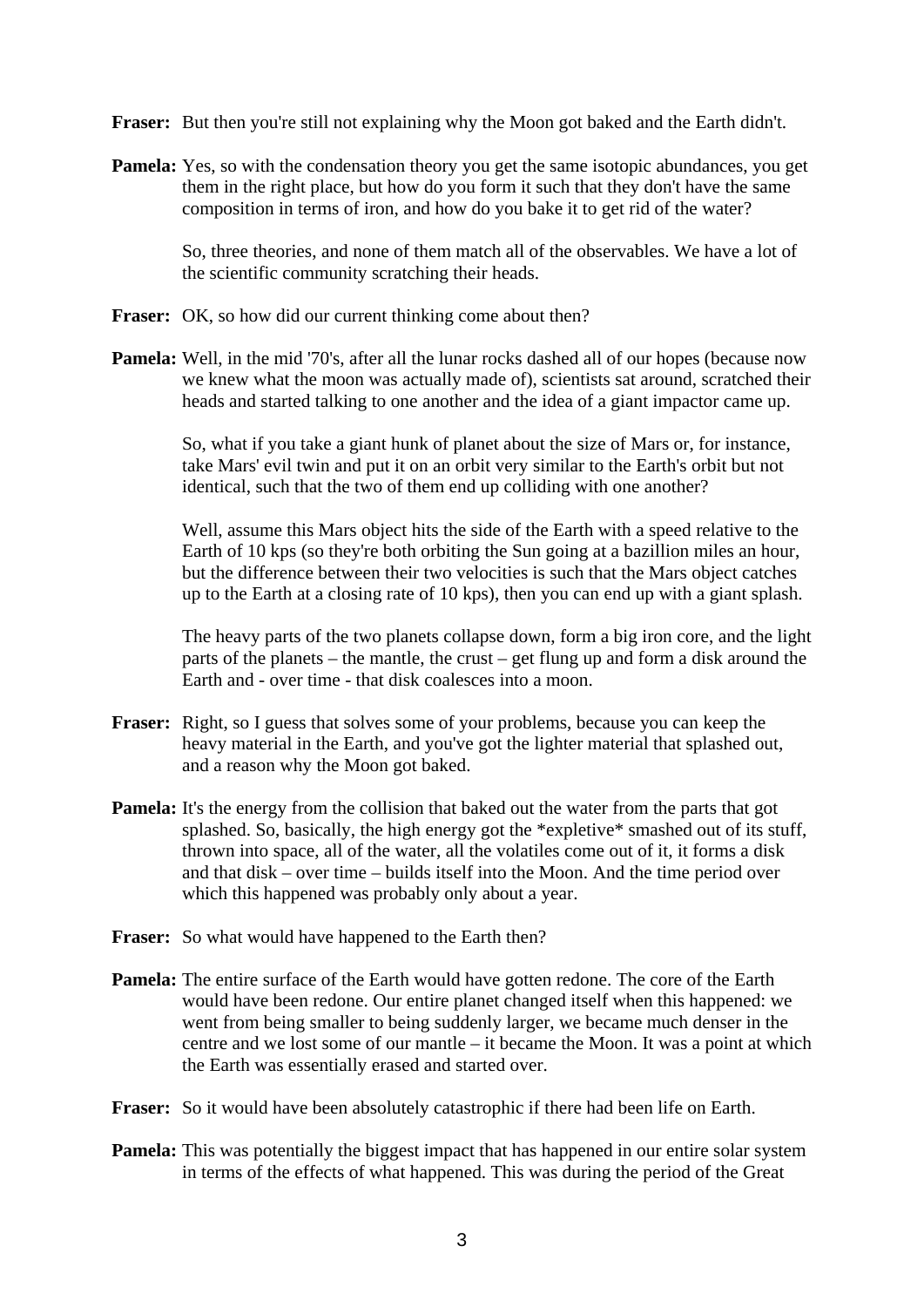**Fraser:** But then you're still not explaining why the Moon got baked and the Earth didn't.

**Pamela:** Yes, so with the condensation theory you get the same isotopic abundances, you get them in the right place, but how do you form it such that they don't have the same composition in terms of iron, and how do you bake it to get rid of the water?

So, three theories, and none of them match all of the observables. We have a lot of the scientific community scratching their heads.

**Fraser:** OK, so how did our current thinking come about then?

**Pamela:** Well, in the mid '70's, after all the lunar rocks dashed all of our hopes (because now we knew what the moon was actually made of), scientists sat around, scratched their heads and started talking to one another and the idea of a giant impactor came up.

So, what if you take a giant hunk of planet about the size of Mars or, for instance, take Mars' evil twin and put it on an orbit very similar to the Earth's orbit but not identical, such that the two of them end up colliding with one another?

Well, assume this Mars object hits the side of the Earth with a speed relative to the Earth of 10 kps (so they're both orbiting the Sun going at a bazillion miles an hour, but the difference between their two velocities is such that the Mars object catches up to the Earth at a closing rate of 10 kps), then you can end up with a giant splash.

The heavy parts of the two planets collapse down, form a big iron core, and the light parts of the planets – the mantle, the crust – get flung up and form a disk around the Earth and - over time - that disk coalesces into a moon.

**Fraser:** Right, so I guess that solves some of your problems, because you can keep the heavy material in the Earth, and you've got the lighter material that splashed out, and a reason why the Moon got baked.

**Pamela:** It's the energy from the collision that baked out the water from the parts that got splashed. So, basically, the high energy got the *expletive* smashed out of its stuff, thrown into space, all of the water, all the volatiles come out of it, it forms a disk and that disk – over time – builds itself into the Moon. And the time period over which this happened was probably only about a year.

**Fraser:** So what would have happened to the Earth then?

**Pamela:** The entire surface of the Earth would have gotten redone. The core of the Earth would have been redone. Our entire planet changed itself when this happened: we went from being smaller to being suddenly larger, we became much denser in the centre and we lost some of our mantle – it became the Moon. It was a point at which the Earth was essentially erased and started over.

**Fraser:** So it would have been absolutely catastrophic if there had been life on Earth.

**Pamela:** This was potentially the biggest impact that has happened in our entire solar system in terms of the effects of what happened. This was during the period of the Great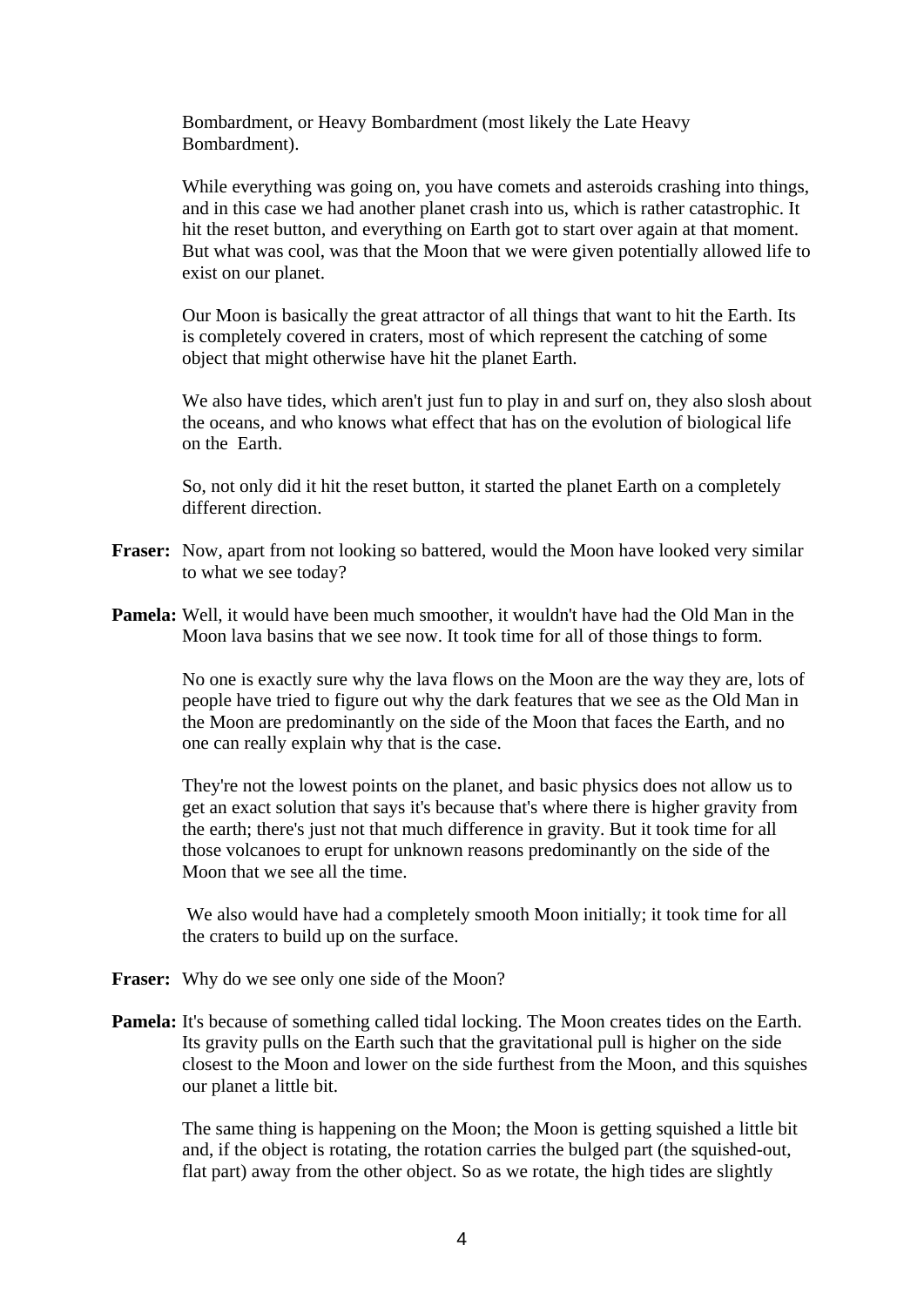Bombardment, or Heavy Bombardment (most likely the Late Heavy Bombardment).

While everything was going on, you have comets and asteroids crashing into things, and in this case we had another planet crash into us, which is rather catastrophic. It hit the reset button, and everything on Earth got to start over again at that moment. But what was cool, was that the Moon that we were given potentially allowed life to exist on our planet.

Our Moon is basically the great attractor of all things that want to hit the Earth. Its is completely covered in craters, most of which represent the catching of some object that might otherwise have hit the planet Earth.

We also have tides, which aren't just fun to play in and surf on, they also slosh about the oceans, and who knows what effect that has on the evolution of biological life on the Earth.

So, not only did it hit the reset button, it started the planet Earth on a completely different direction.

**Fraser:** Now, apart from not looking so battered, would the Moon have looked very similar to what we see today?

**Pamela:** Well, it would have been much smoother, it wouldn't have had the Old Man in the Moon lava basins that we see now. It took time for all of those things to form.

No one is exactly sure why the lava flows on the Moon are the way they are, lots of people have tried to figure out why the dark features that we see as the Old Man in the Moon are predominantly on the side of the Moon that faces the Earth, and no one can really explain why that is the case.

They're not the lowest points on the planet, and basic physics does not allow us to get an exact solution that says it's because that's where there is higher gravity from the earth; there's just not that much difference in gravity. But it took time for all those volcanoes to erupt for unknown reasons predominantly on the side of the Moon that we see all the time.

We also would have had a completely smooth Moon initially; it took time for all the craters to build up on the surface.

**Fraser:** Why do we see only one side of the Moon?

**Pamela:** It's because of something called tidal locking. The Moon creates tides on the Earth. Its gravity pulls on the Earth such that the gravitational pull is higher on the side closest to the Moon and lower on the side furthest from the Moon, and this squishes our planet a little bit.

The same thing is happening on the Moon; the Moon is getting squished a little bit and, if the object is rotating, the rotation carries the bulged part (the squished-out, flat part) away from the other object. So as we rotate, the high tides are slightly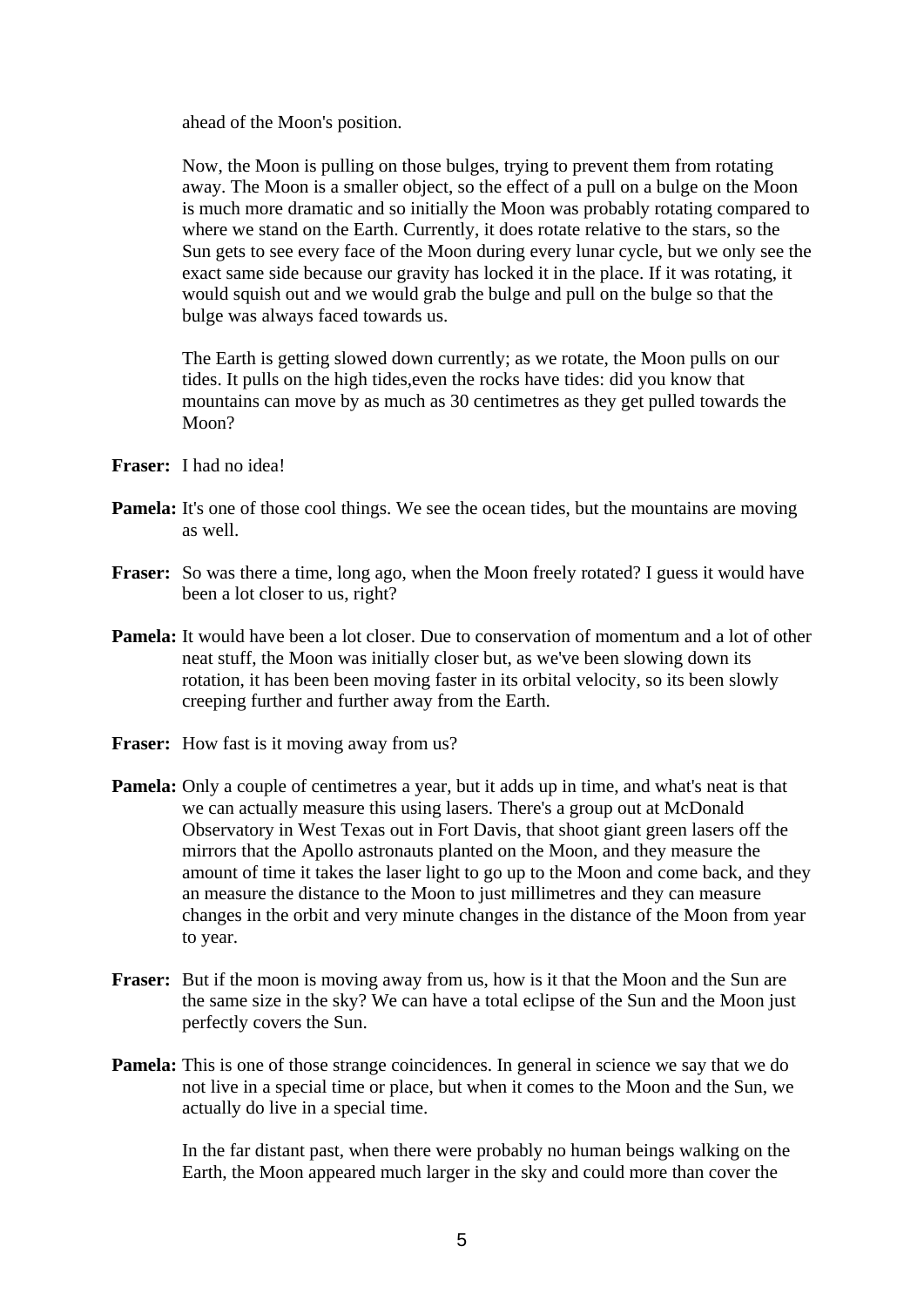ahead of the Moon's position.

Now, the Moon is pulling on those bulges, trying to prevent them from rotating away. The Moon is a smaller object, so the effect of a pull on a bulge on the Moon is much more dramatic and so initially the Moon was probably rotating compared to where we stand on the Earth. Currently, it does rotate relative to the stars, so the Sun gets to see every face of the Moon during every lunar cycle, but we only see the exact same side because our gravity has locked it in the place. If it was rotating, it would squish out and we would grab the bulge and pull on the bulge so that the bulge was always faced towards us.

The Earth is getting slowed down currently; as we rotate, the Moon pulls on our tides. It pulls on the high tides,even the rocks have tides: did you know that mountains can move by as much as 30 centimetres as they get pulled towards the Moon?

**Fraser:** I had no idea!

**Pamela:** It's one of those cool things. We see the ocean tides, but the mountains are moving as well.

**Fraser:** So was there a time, long ago, when the Moon freely rotated? I guess it would have been a lot closer to us, right?

**Pamela:** It would have been a lot closer. Due to conservation of momentum and a lot of other neat stuff, the Moon was initially closer but, as we've been slowing down its rotation, it has been been moving faster in its orbital velocity, so its been slowly creeping further and further away from the Earth.

**Fraser:** How fast is it moving away from us?

**Pamela:** Only a couple of centimetres a year, but it adds up in time, and what's neat is that we can actually measure this using lasers. There's a group out at McDonald Observatory in West Texas out in Fort Davis, that shoot giant green lasers off the mirrors that the Apollo astronauts planted on the Moon, and they measure the amount of time it takes the laser light to go up to the Moon and come back, and they an measure the distance to the Moon to just millimetres and they can measure changes in the orbit and very minute changes in the distance of the Moon from year to year.

**Fraser:** But if the moon is moving away from us, how is it that the Moon and the Sun are the same size in the sky? We can have a total eclipse of the Sun and the Moon just perfectly covers the Sun.

**Pamela:** This is one of those strange coincidences. In general in science we say that we do not live in a special time or place, but when it comes to the Moon and the Sun, we actually do live in a special time.

In the far distant past, when there were probably no human beings walking on the Earth, the Moon appeared much larger in the sky and could more than cover the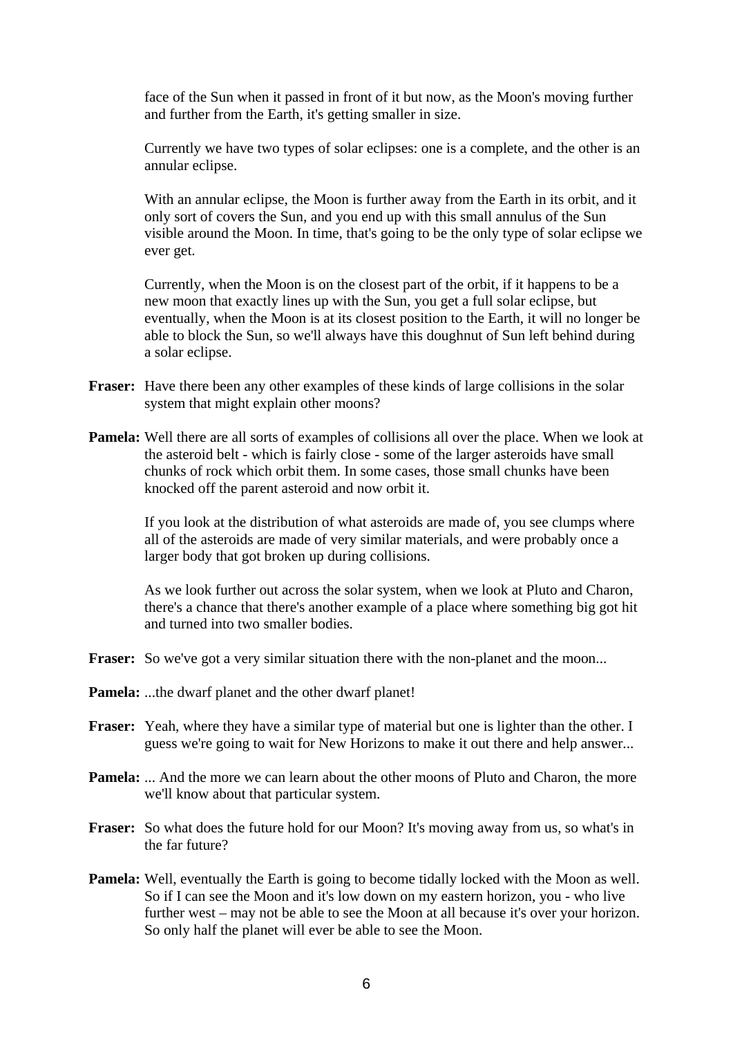face of the Sun when it passed in front of it but now, as the Moon's moving further and further from the Earth, it's getting smaller in size.

Currently we have two types of solar eclipses: one is a complete, and the other is an annular eclipse.

With an annular eclipse, the Moon is further away from the Earth in its orbit, and it only sort of covers the Sun, and you end up with this small annulus of the Sun visible around the Moon. In time, that's going to be the only type of solar eclipse we ever get.

Currently, when the Moon is on the closest part of the orbit, if it happens to be a new moon that exactly lines up with the Sun, you get a full solar eclipse, but eventually, when the Moon is at its closest position to the Earth, it will no longer be able to block the Sun, so we'll always have this doughnut of Sun left behind during a solar eclipse.

**Fraser:** Have there been any other examples of these kinds of large collisions in the solar system that might explain other moons?

**Pamela:** Well there are all sorts of examples of collisions all over the place. When we look at the asteroid belt - which is fairly close - some of the larger asteroids have small chunks of rock which orbit them. In some cases, those small chunks have been knocked off the parent asteroid and now orbit it.

If you look at the distribution of what asteroids are made of, you see clumps where all of the asteroids are made of very similar materials, and were probably once a larger body that got broken up during collisions.

As we look further out across the solar system, when we look at Pluto and Charon, there's a chance that there's another example of a place where something big got hit and turned into two smaller bodies.

**Fraser:** So we've got a very similar situation there with the non-planet and the moon...

**Pamela:** ...the dwarf planet and the other dwarf planet!

**Fraser:** Yeah, where they have a similar type of material but one is lighter than the other. I guess we're going to wait for New Horizons to make it out there and help answer...

**Pamela:** ... And the more we can learn about the other moons of Pluto and Charon, the more we'll know about that particular system.

**Fraser:** So what does the future hold for our Moon? It's moving away from us, so what's in the far future?

**Pamela:** Well, eventually the Earth is going to become tidally locked with the Moon as well. So if I can see the Moon and it's low down on my eastern horizon, you - who live further west – may not be able to see the Moon at all because it's over your horizon. So only half the planet will ever be able to see the Moon.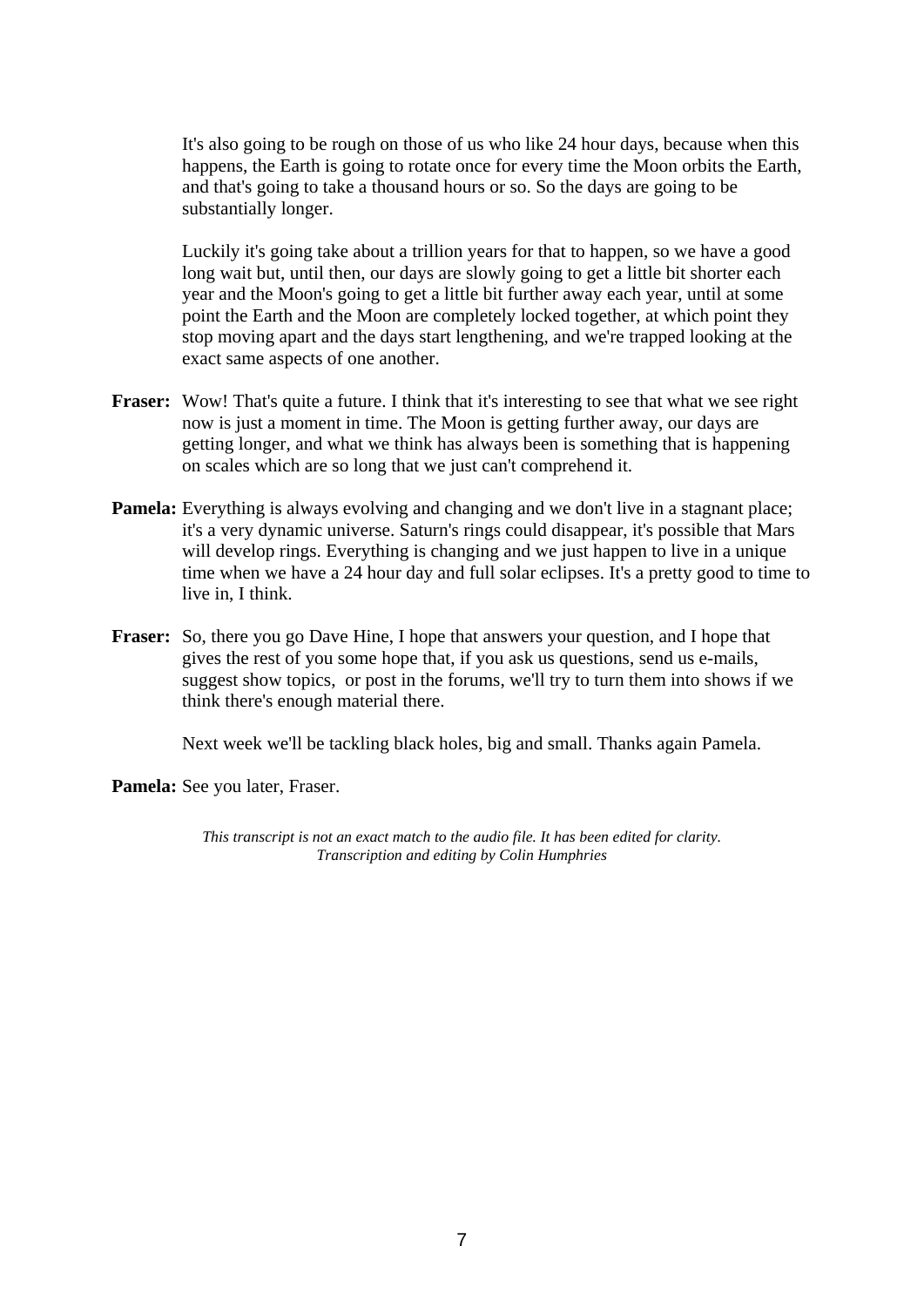It's also going to be rough on those of us who like 24 hour days, because when this happens, the Earth is going to rotate once for every time the Moon orbits the Earth, and that's going to take a thousand hours or so. So the days are going to be substantially longer.

Luckily it's going take about a trillion years for that to happen, so we have a good long wait but, until then, our days are slowly going to get a little bit shorter each year and the Moon's going to get a little bit further away each year, until at some point the Earth and the Moon are completely locked together, at which point they stop moving apart and the days start lengthening, and we're trapped looking at the exact same aspects of one another.

**Fraser:** Wow! That's quite a future. I think that it's interesting to see that what we see right now is just a moment in time. The Moon is getting further away, our days are getting longer, and what we think has always been is something that is happening on scales which are so long that we just can't comprehend it.

**Pamela:** Everything is always evolving and changing and we don't live in a stagnant place; it's a very dynamic universe. Saturn's rings could disappear, it's possible that Mars will develop rings. Everything is changing and we just happen to live in a unique time when we have a 24 hour day and full solar eclipses. It's a pretty good to time to live in, I think.

**Fraser:** So, there you go Dave Hine, I hope that answers your question, and I hope that gives the rest of you some hope that, if you ask us questions, send us e-mails, suggest show topics, or post in the forums, we'll try to turn them into shows if we think there's enough material there.

Next week we'll be tackling black holes, big and small. Thanks again Pamela.

**Pamela:** See you later, Fraser.

*This transcript is not an exact match to the audio file. It has been edited for clarity.*
*Transcription and editing by Colin Humphries*